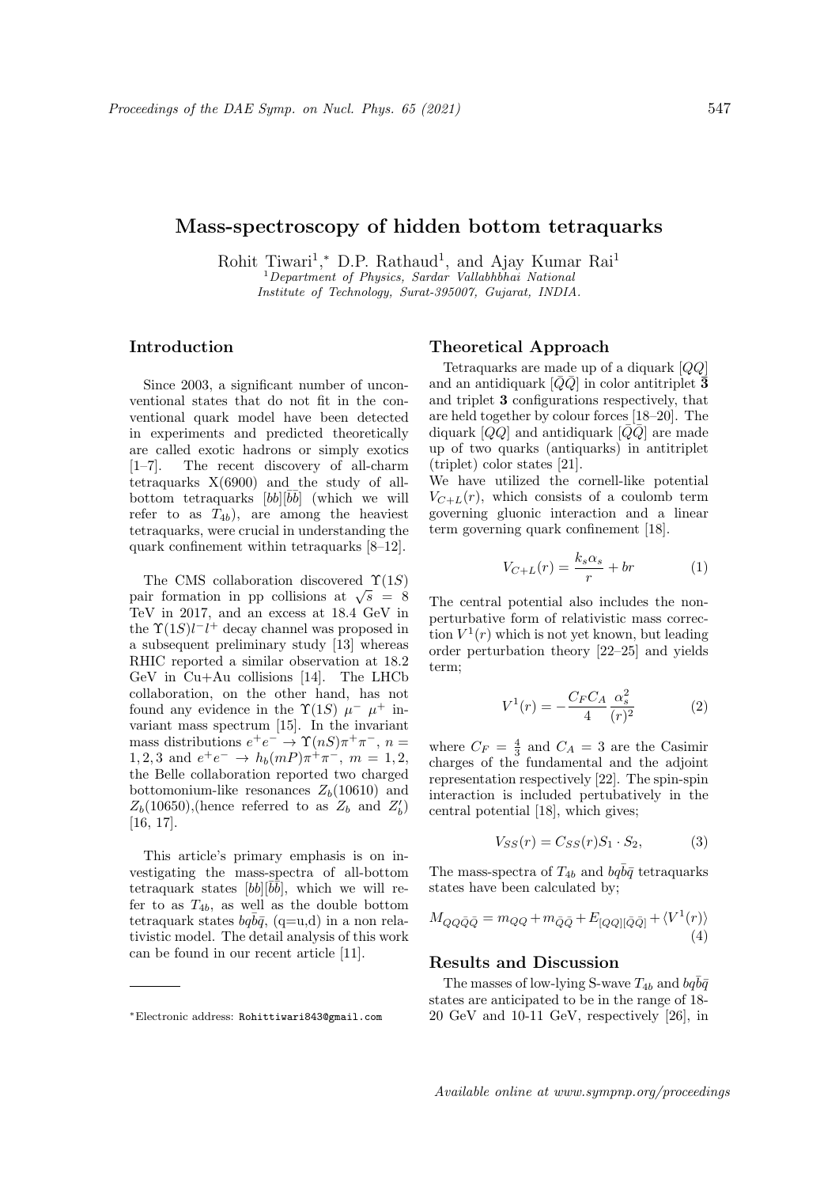# Mass-spectroscopy of hidden bottom tetraquarks

Rohit Tiwari[1],* D.P. Rathaud[1], and Ajay Kumar Rai[1]

[1]*Department of Physics, Sardar Vallabhbhai National Institute of Technology, Surat-395007, Gujarat, INDIA.*

## Introduction

Since 2003, a significant number of unconventional states that do not fit in the conventional quark model have been detected in experiments and predicted theoretically are called exotic hadrons or simply exotics [1–7]. The recent discovery of all-charm tetraquarks X(6900) and the study of all-bottom tetraquarks $[bb][\bar{b}\bar{b}]$ (which we will refer to as $T_{4b}$), are among the heaviest tetraquarks, were crucial in understanding the quark confinement within tetraquarks [8–12].

The CMS collaboration discovered $\Upsilon(1S)$ pair formation in pp collisions at $\sqrt{s} = 8$ TeV in 2017, and an excess at 18.4 GeV in the $\Upsilon(1S)l^-l^+$ decay channel was proposed in a subsequent preliminary study [13] whereas RHIC reported a similar observation at 18.2 GeV in Cu+Au collisions [14]. The LHCb collaboration, on the other hand, has not found any evidence in the $\Upsilon(1S)\ \mu^-\ \mu^+$ invariant mass spectrum [15]. In the invariant mass distributions $e^+e^- \to \Upsilon(nS)\pi^+\pi^-$, $n = 1, 2, 3$ and $e^+e^- \to h_b(mP)\pi^+\pi^-$, $m = 1, 2$, the Belle collaboration reported two charged bottomonium-like resonances $Z_b(10610)$ and $Z_b(10650)$,(hence referred to as $Z_b$ and $Z_b'$) [16, 17].

This article's primary emphasis is on investigating the mass-spectra of all-bottom tetraquark states $[bb][\bar{b}\bar{b}]$, which we will refer to as $T_{4b}$, as well as the double bottom tetraquark states $bq\bar{b}\bar{q}$, (q=u,d) in a non relativistic model. The detail analysis of this work can be found in our recent article [11].

## Theoretical Approach

Tetraquarks are made up of a diquark $[QQ]$ and an antidiquark $[\bar{Q}\bar{Q}]$ in color antitriplet $\bar{\mathbf{3}}$ and triplet $\mathbf{3}$ configurations respectively, that are held together by colour forces [18–20]. The diquark $[QQ]$ and antidiquark $[\bar{Q}\bar{Q}]$ are made up of two quarks (antiquarks) in antitriplet (triplet) color states [21].

We have utilized the cornell-like potential $V_{C+L}(r)$, which consists of a coulomb term governing gluonic interaction and a linear term governing quark confinement [18].

$$V_{C+L}(r) = \frac{k_s \alpha_s}{r} + br \tag{1}$$

The central potential also includes the non-perturbative form of relativistic mass correction $V^1(r)$ which is not yet known, but leading order perturbation theory [22–25] and yields term;

$$V^1(r) = -\frac{C_F C_A}{4}\frac{\alpha_s^2}{(r)^2} \tag{2}$$

where $C_F = \frac{4}{3}$ and $C_A = 3$ are the Casimir charges of the fundamental and the adjoint representation respectively [22]. The spin-spin interaction is included pertubatively in the central potential [18], which gives;

$$V_{SS}(r) = C_{SS}(r) S_1 \cdot S_2, \tag{3}$$

The mass-spectra of $T_{4b}$ and $bq\bar{b}\bar{q}$ tetraquarks states have been calculated by;

$$M_{QQ\bar{Q}\bar{Q}} = m_{QQ} + m_{\bar{Q}\bar{Q}} + E_{[QQ][\bar{Q}\bar{Q}]} + \langle V^1(r)\rangle \tag{4}$$

## Results and Discussion

The masses of low-lying S-wave $T_{4b}$ and $bq\bar{b}\bar{q}$ states are anticipated to be in the range of 18-20 GeV and 10-11 GeV, respectively [26], in

*Electronic address: Rohittiwari843@gmail.com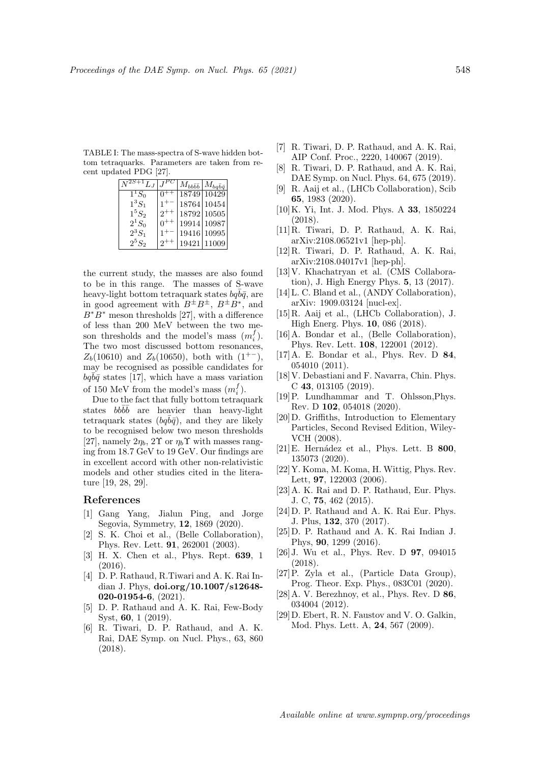TABLE I: The mass-spectra of S-wave hidden bottom tetraquarks. Parameters are taken from recent updated PDG [27].

| $N^{2S+1}L_J$ | $J^{PC}$ | $M_{bb\bar{b}\bar{b}}$ | $M_{bq\bar{b}\bar{q}}$ |
|---|---|---|---|
| $1^1S_0$ | $0^{++}$ | 18749 | 10429 |
| $1^3S_1$ | $1^{+-}$ | 18764 | 10454 |
| $1^5S_2$ | $2^{++}$ | 18792 | 10505 |
| $2^1S_0$ | $0^{++}$ | 19914 | 10987 |
| $2^3S_1$ | $1^{+-}$ | 19416 | 10995 |
| $2^5S_2$ | $2^{++}$ | 19421 | 11009 |

the current study, the masses are also found to be in this range. The masses of S-wave heavy-light bottom tetraquark states $bq\bar{b}\bar{q}$, are in good agreement with $B^{\pm}B^{\pm}$, $B^{\pm}B^{*}$, and $B^{*}B^{*}$ meson thresholds [27], with a difference of less than 200 MeV between the two meson thresholds and the model's mass ($m_i^f$). The two most discussed bottom resonances, $Z_b(10610)$ and $Z_b(10650)$, both with ($1^{+-}$), may be recognised as possible candidates for $bq\bar{b}\bar{q}$ states [17], which have a mass variation of 150 MeV from the model's mass ($m_i^f$).

Due to the fact that fully bottom tetraquark states $bb\bar{b}\bar{b}$ are heavier than heavy-light tetraquark states ($bq\bar{b}\bar{q}$), and they are likely to be recognised below two meson thresholds [27], namely $2\eta_b$, $2\Upsilon$ or $\eta_b\Upsilon$ with masses ranging from 18.7 GeV to 19 GeV. Our findings are in excellent accord with other non-relativistic models and other studies cited in the literature [19, 28, 29].

## References

[1] Gang Yang, Jialun Ping, and Jorge Segovia, Symmetry, **12**, 1869 (2020).

[2] S. K. Choi et al., (Belle Collaboration), Phys. Rev. Lett. **91**, 262001 (2003).

[3] H. X. Chen et al., Phys. Rept. **639**, 1 (2016).

[4] D. P. Rathaud, R.Tiwari and A. K. Rai Indian J. Phys, **doi.org/10.1007/s12648-020-01954-6**, (2021).

[5] D. P. Rathaud and A. K. Rai, Few-Body Syst, **60**, 1 (2019).

[6] R. Tiwari, D. P. Rathaud, and A. K. Rai, DAE Symp. on Nucl. Phys., 63, 860 (2018).

[7] R. Tiwari, D. P. Rathaud, and A. K. Rai, AIP Conf. Proc., 2220, 140067 (2019).

[8] R. Tiwari, D. P. Rathaud, and A. K. Rai, DAE Symp. on Nucl. Phys. 64, 675 (2019).

[9] R. Aaij et al., (LHCb Collaboration), Scib **65**, 1983 (2020).

[10] K. Yi, Int. J. Mod. Phys. A **33**, 1850224 (2018).

[11] R. Tiwari, D. P. Rathaud, A. K. Rai, arXiv:2108.06521v1 [hep-ph].

[12] R. Tiwari, D. P. Rathaud, A. K. Rai, arXiv:2108.04017v1 [hep-ph].

[13] V. Khachatryan et al. (CMS Collaboration), J. High Energy Phys. **5**, 13 (2017).

[14] L. C. Bland et al., (ANDY Collaboration), arXiv: 1909.03124 [nucl-ex].

[15] R. Aaij et al., (LHCb Collaboration), J. High Energ. Phys. **10**, 086 (2018).

[16] A. Bondar et al., (Belle Collaboration), Phys. Rev. Lett. **108**, 122001 (2012).

[17] A. E. Bondar et al., Phys. Rev. D **84**, 054010 (2011).

[18] V. Debastiani and F. Navarra, Chin. Phys. C **43**, 013105 (2019).

[19] P. Lundhammar and T. Ohlsson,Phys. Rev. D **102**, 054018 (2020).

[20] D. Griffiths, Introduction to Elementary Particles, Second Revised Edition, Wiley-VCH (2008).

[21] E. Hernádez et al., Phys. Lett. B **800**, 135073 (2020).

[22] Y. Koma, M. Koma, H. Wittig, Phys. Rev. Lett, **97**, 122003 (2006).

[23] A. K. Rai and D. P. Rathaud, Eur. Phys. J. C, **75**, 462 (2015).

[24] D. P. Rathaud and A. K. Rai Eur. Phys. J. Plus, **132**, 370 (2017).

[25] D. P. Rathaud and A. K. Rai Indian J. Phys, **90**, 1299 (2016).

[26] J. Wu et al., Phys. Rev. D **97**, 094015 (2018).

[27] P. Zyla et al., (Particle Data Group), Prog. Theor. Exp. Phys., 083C01 (2020).

[28] A. V. Berezhnoy, et al., Phys. Rev. D **86**, 034004 (2012).

[29] D. Ebert, R. N. Faustov and V. O. Galkin, Mod. Phys. Lett. A, **24**, 567 (2009).